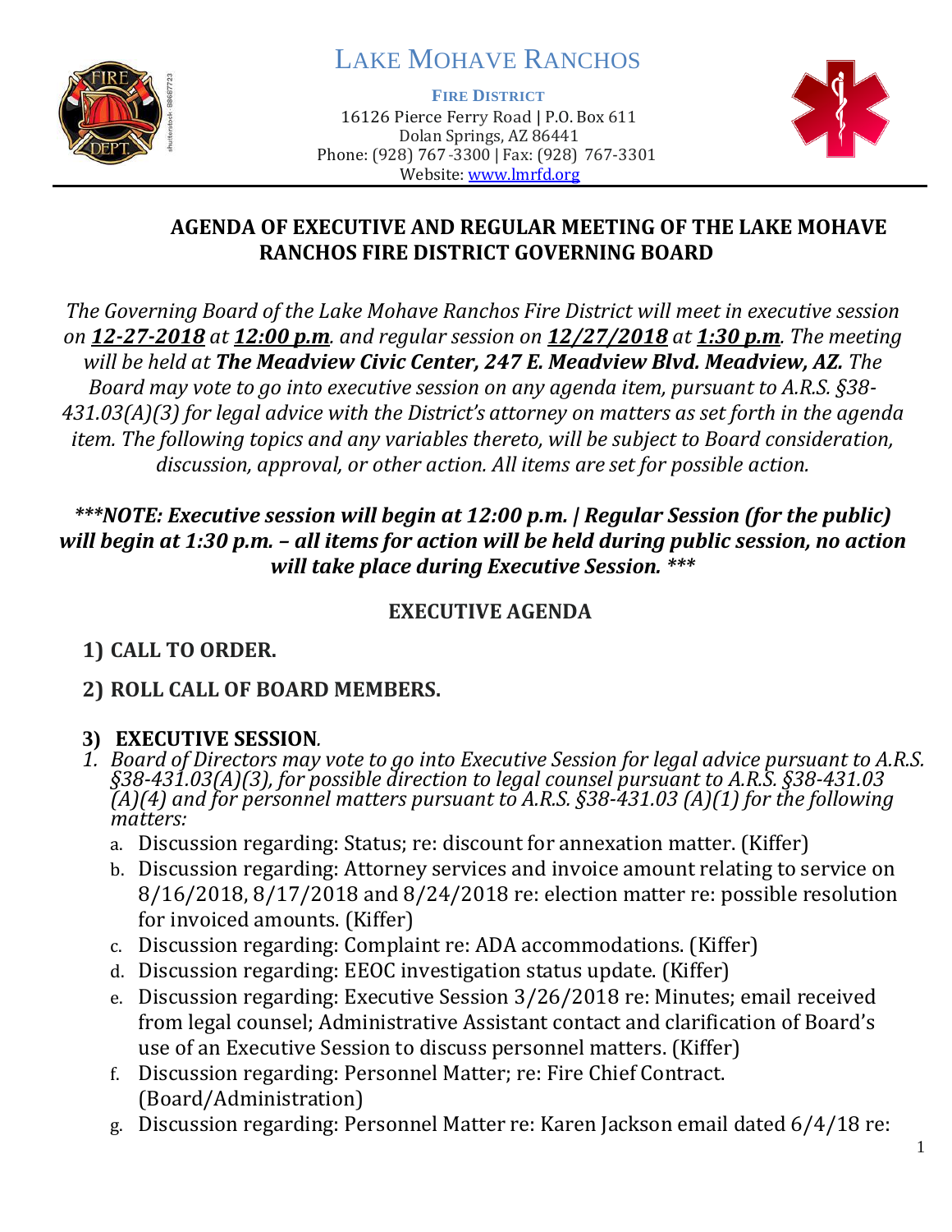# LAKE MOHAVE RANCHOS

**FIRE DISTRICT**
16126 Pierce Ferry Road | P.O. Box 611
Dolan Springs, AZ 86441
Phone: (928) 767-3300 | Fax: (928) 767-3301
Website: www.lmrfd.org

## AGENDA OF EXECUTIVE AND REGULAR MEETING OF THE LAKE MOHAVE RANCHOS FIRE DISTRICT GOVERNING BOARD

*The Governing Board of the Lake Mohave Ranchos Fire District will meet in executive session on **12-27-2018** at **12:00 p.m**. and regular session on **12/27/2018** at **1:30 p.m**. The meeting will be held at **The Meadview Civic Center, 247 E. Meadview Blvd. Meadview, AZ.** The Board may vote to go into executive session on any agenda item, pursuant to A.R.S. §38-431.03(A)(3) for legal advice with the District's attorney on matters as set forth in the agenda item. The following topics and any variables thereto, will be subject to Board consideration, discussion, approval, or other action. All items are set for possible action.*

***\*\*\*NOTE: Executive session will begin at 12:00 p.m. | Regular Session (for the public) will begin at 1:30 p.m. – all items for action will be held during public session, no action will take place during Executive Session. \*\*\****

### EXECUTIVE AGENDA

1) **CALL TO ORDER.**

2) **ROLL CALL OF BOARD MEMBERS.**

3) **EXECUTIVE SESSION**.

1. *Board of Directors may vote to go into Executive Session for legal advice pursuant to A.R.S. §38-431.03(A)(3), for possible direction to legal counsel pursuant to A.R.S. §38-431.03 (A)(4) and for personnel matters pursuant to A.R.S. §38-431.03 (A)(1) for the following matters:*
   a. Discussion regarding: Status; re: discount for annexation matter. (Kiffer)
   b. Discussion regarding: Attorney services and invoice amount relating to service on 8/16/2018, 8/17/2018 and 8/24/2018 re: election matter re: possible resolution for invoiced amounts. (Kiffer)
   c. Discussion regarding: Complaint re: ADA accommodations. (Kiffer)
   d. Discussion regarding: EEOC investigation status update. (Kiffer)
   e. Discussion regarding: Executive Session 3/26/2018 re: Minutes; email received from legal counsel; Administrative Assistant contact and clarification of Board's use of an Executive Session to discuss personnel matters. (Kiffer)
   f. Discussion regarding: Personnel Matter; re: Fire Chief Contract. (Board/Administration)
   g. Discussion regarding: Personnel Matter re: Karen Jackson email dated 6/4/18 re: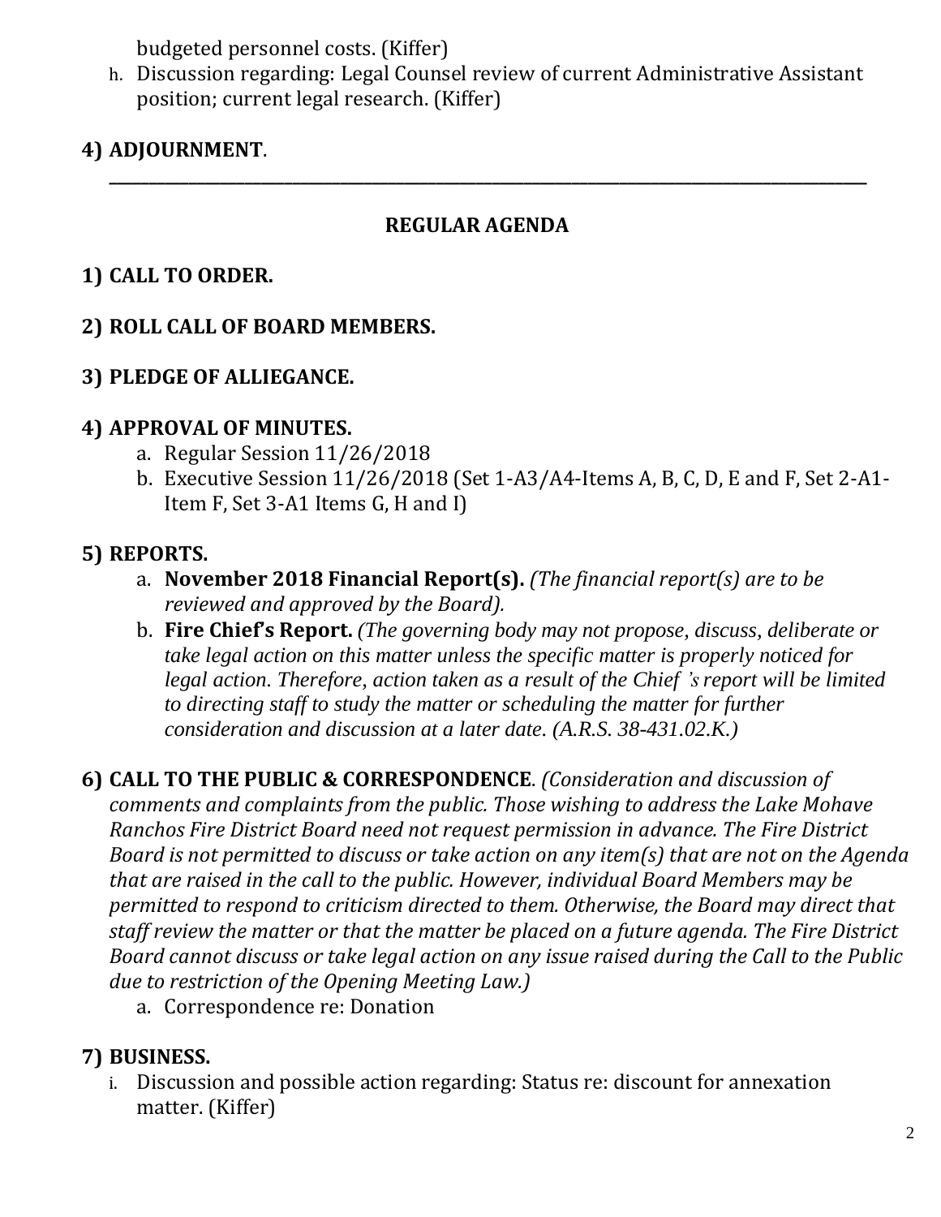budgeted personnel costs. (Kiffer)

h. Discussion regarding: Legal Counsel review of current Administrative Assistant position; current legal research. (Kiffer)

**4) ADJOURNMENT**.

---

## REGULAR AGENDA

**1) CALL TO ORDER.**

**2) ROLL CALL OF BOARD MEMBERS.**

**3) PLEDGE OF ALLIEGANCE.**

**4) APPROVAL OF MINUTES.**

a. Regular Session 11/26/2018
b. Executive Session 11/26/2018 (Set 1-A3/A4-Items A, B, C, D, E and F, Set 2-A1-Item F, Set 3-A1 Items G, H and I)

**5) REPORTS.**

a. **November 2018 Financial Report(s).** *(The financial report(s) are to be reviewed and approved by the Board).*
b. **Fire Chief's Report.** *(The governing body may not propose, discuss, deliberate or take legal action on this matter unless the specific matter is properly noticed for legal action. Therefore, action taken as a result of the Chief 's report will be limited to directing staff to study the matter or scheduling the matter for further consideration and discussion at a later date. (A.R.S. 38-431.02.K.)*

**6) CALL TO THE PUBLIC & CORRESPONDENCE**. *(Consideration and discussion of comments and complaints from the public. Those wishing to address the Lake Mohave Ranchos Fire District Board need not request permission in advance. The Fire District Board is not permitted to discuss or take action on any item(s) that are not on the Agenda that are raised in the call to the public. However, individual Board Members may be permitted to respond to criticism directed to them. Otherwise, the Board may direct that staff review the matter or that the matter be placed on a future agenda. The Fire District Board cannot discuss or take legal action on any issue raised during the Call to the Public due to restriction of the Opening Meeting Law.)*

a. Correspondence re: Donation

**7) BUSINESS.**

i. Discussion and possible action regarding: Status re: discount for annexation matter. (Kiffer)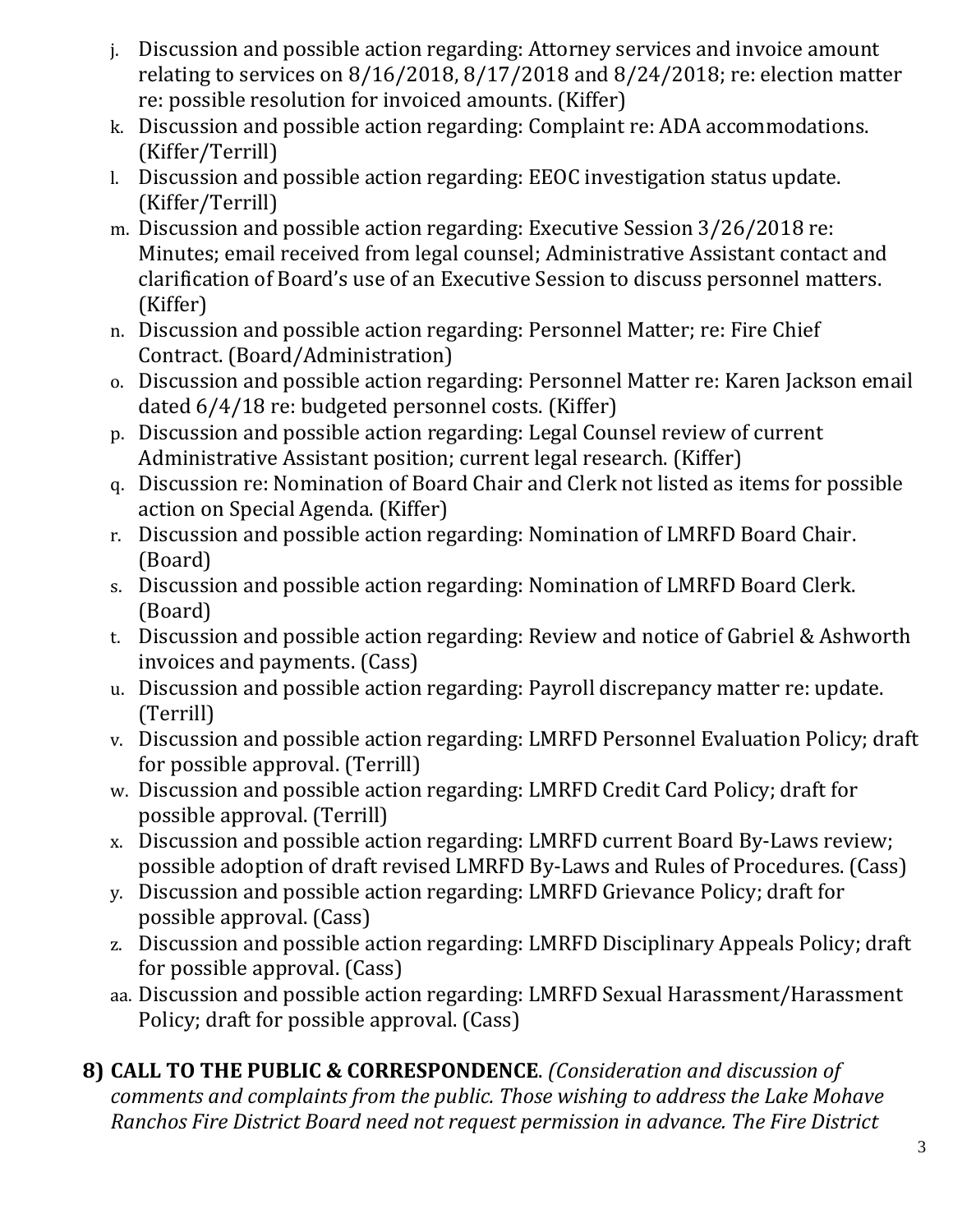j. Discussion and possible action regarding: Attorney services and invoice amount relating to services on 8/16/2018, 8/17/2018 and 8/24/2018; re: election matter re: possible resolution for invoiced amounts. (Kiffer)
k. Discussion and possible action regarding: Complaint re: ADA accommodations. (Kiffer/Terrill)
l. Discussion and possible action regarding: EEOC investigation status update. (Kiffer/Terrill)
m. Discussion and possible action regarding: Executive Session 3/26/2018 re: Minutes; email received from legal counsel; Administrative Assistant contact and clarification of Board's use of an Executive Session to discuss personnel matters. (Kiffer)
n. Discussion and possible action regarding: Personnel Matter; re: Fire Chief Contract. (Board/Administration)
o. Discussion and possible action regarding: Personnel Matter re: Karen Jackson email dated 6/4/18 re: budgeted personnel costs. (Kiffer)
p. Discussion and possible action regarding: Legal Counsel review of current Administrative Assistant position; current legal research. (Kiffer)
q. Discussion re: Nomination of Board Chair and Clerk not listed as items for possible action on Special Agenda. (Kiffer)
r. Discussion and possible action regarding: Nomination of LMRFD Board Chair. (Board)
s. Discussion and possible action regarding: Nomination of LMRFD Board Clerk. (Board)
t. Discussion and possible action regarding: Review and notice of Gabriel & Ashworth invoices and payments. (Cass)
u. Discussion and possible action regarding: Payroll discrepancy matter re: update. (Terrill)
v. Discussion and possible action regarding: LMRFD Personnel Evaluation Policy; draft for possible approval. (Terrill)
w. Discussion and possible action regarding: LMRFD Credit Card Policy; draft for possible approval. (Terrill)
x. Discussion and possible action regarding: LMRFD current Board By-Laws review; possible adoption of draft revised LMRFD By-Laws and Rules of Procedures. (Cass)
y. Discussion and possible action regarding: LMRFD Grievance Policy; draft for possible approval. (Cass)
z. Discussion and possible action regarding: LMRFD Disciplinary Appeals Policy; draft for possible approval. (Cass)
aa. Discussion and possible action regarding: LMRFD Sexual Harassment/Harassment Policy; draft for possible approval. (Cass)

**8) CALL TO THE PUBLIC & CORRESPONDENCE**. *(Consideration and discussion of comments and complaints from the public. Those wishing to address the Lake Mohave Ranchos Fire District Board need not request permission in advance. The Fire District*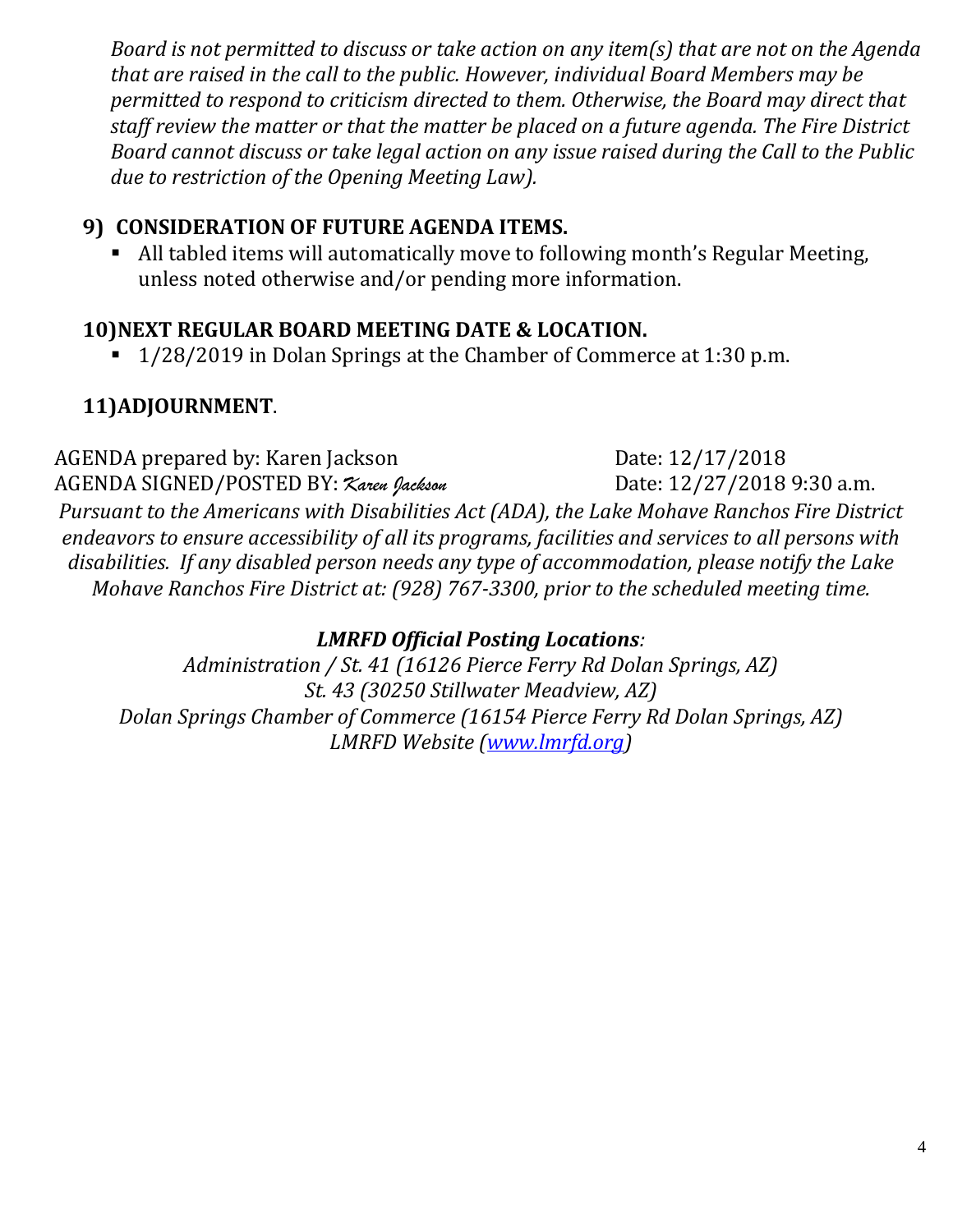*Board is not permitted to discuss or take action on any item(s) that are not on the Agenda that are raised in the call to the public. However, individual Board Members may be permitted to respond to criticism directed to them. Otherwise, the Board may direct that staff review the matter or that the matter be placed on a future agenda. The Fire District Board cannot discuss or take legal action on any issue raised during the Call to the Public due to restriction of the Opening Meeting Law).*

## 9) CONSIDERATION OF FUTURE AGENDA ITEMS.

- All tabled items will automatically move to following month's Regular Meeting, unless noted otherwise and/or pending more information.

## 10)NEXT REGULAR BOARD MEETING DATE & LOCATION.

- 1/28/2019 in Dolan Springs at the Chamber of Commerce at 1:30 p.m.

## 11)ADJOURNMENT.

AGENDA prepared by: Karen Jackson    Date: 12/17/2018
AGENDA SIGNED/POSTED BY: *Karen Jackson*    Date: 12/27/2018 9:30 a.m.

*Pursuant to the Americans with Disabilities Act (ADA), the Lake Mohave Ranchos Fire District endeavors to ensure accessibility of all its programs, facilities and services to all persons with disabilities. If any disabled person needs any type of accommodation, please notify the Lake Mohave Ranchos Fire District at: (928) 767-3300, prior to the scheduled meeting time.*

***LMRFD Official Posting Locations:***

*Administration / St. 41 (16126 Pierce Ferry Rd Dolan Springs, AZ)*
*St. 43 (30250 Stillwater Meadview, AZ)*
*Dolan Springs Chamber of Commerce (16154 Pierce Ferry Rd Dolan Springs, AZ)*
*LMRFD Website (www.lmrfd.org)*